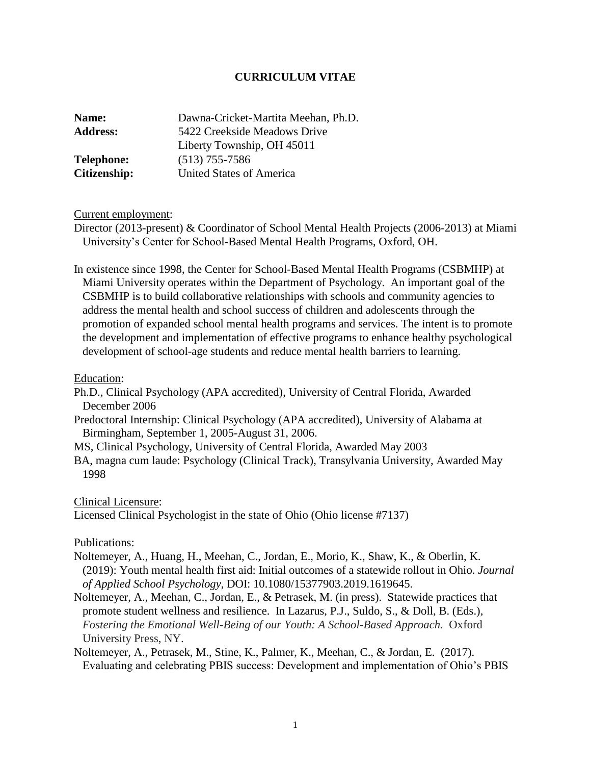# CURRICULUM VITAE

**Name:** Dawna-Cricket-Martita Meehan, Ph.D.
**Address:** 5422 Creekside Meadows Drive
Liberty Township, OH 45011
**Telephone:** (513) 755-7586
**Citizenship:** United States of America

Current employment:

Director (2013-present) & Coordinator of School Mental Health Projects (2006-2013) at Miami University's Center for School-Based Mental Health Programs, Oxford, OH.

In existence since 1998, the Center for School-Based Mental Health Programs (CSBMHP) at Miami University operates within the Department of Psychology. An important goal of the CSBMHP is to build collaborative relationships with schools and community agencies to address the mental health and school success of children and adolescents through the promotion of expanded school mental health programs and services. The intent is to promote the development and implementation of effective programs to enhance healthy psychological development of school-age students and reduce mental health barriers to learning.

Education:

Ph.D., Clinical Psychology (APA accredited), University of Central Florida, Awarded December 2006

Predoctoral Internship: Clinical Psychology (APA accredited), University of Alabama at Birmingham, September 1, 2005-August 31, 2006.

MS, Clinical Psychology, University of Central Florida, Awarded May 2003

BA, magna cum laude: Psychology (Clinical Track), Transylvania University, Awarded May 1998

Clinical Licensure:

Licensed Clinical Psychologist in the state of Ohio (Ohio license #7137)

Publications:

Noltemeyer, A., Huang, H., Meehan, C., Jordan, E., Morio, K., Shaw, K., & Oberlin, K. (2019): Youth mental health first aid: Initial outcomes of a statewide rollout in Ohio. *Journal of Applied School Psychology*, DOI: 10.1080/15377903.2019.1619645.

Noltemeyer, A., Meehan, C., Jordan, E., & Petrasek, M. (in press). Statewide practices that promote student wellness and resilience. In Lazarus, P.J., Suldo, S., & Doll, B. (Eds.), *Fostering the Emotional Well-Being of our Youth: A School-Based Approach.* Oxford University Press, NY.

Noltemeyer, A., Petrasek, M., Stine, K., Palmer, K., Meehan, C., & Jordan, E. (2017). Evaluating and celebrating PBIS success: Development and implementation of Ohio's PBIS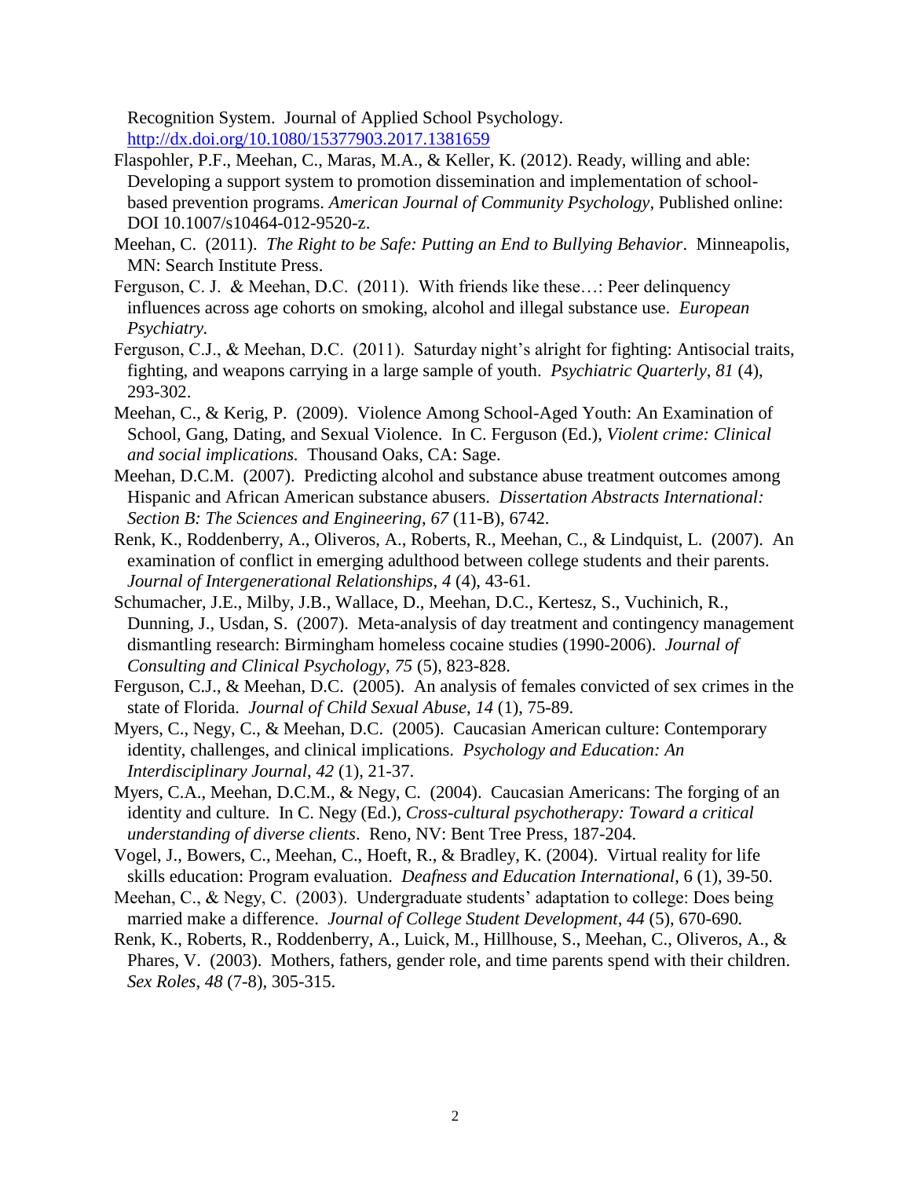Recognition System. Journal of Applied School Psychology. http://dx.doi.org/10.1080/15377903.2017.1381659

Flaspohler, P.F., Meehan, C., Maras, M.A., & Keller, K. (2012). Ready, willing and able: Developing a support system to promotion dissemination and implementation of school-based prevention programs. *American Journal of Community Psychology*, Published online: DOI 10.1007/s10464-012-9520-z.

Meehan, C. (2011). *The Right to be Safe: Putting an End to Bullying Behavior*. Minneapolis, MN: Search Institute Press.

Ferguson, C. J. & Meehan, D.C. (2011). With friends like these…: Peer delinquency influences across age cohorts on smoking, alcohol and illegal substance use. *European Psychiatry*.

Ferguson, C.J., & Meehan, D.C. (2011). Saturday night's alright for fighting: Antisocial traits, fighting, and weapons carrying in a large sample of youth. *Psychiatric Quarterly*, *81* (4), 293-302.

Meehan, C., & Kerig, P. (2009). Violence Among School-Aged Youth: An Examination of School, Gang, Dating, and Sexual Violence. In C. Ferguson (Ed.), *Violent crime: Clinical and social implications.* Thousand Oaks, CA: Sage.

Meehan, D.C.M. (2007). Predicting alcohol and substance abuse treatment outcomes among Hispanic and African American substance abusers. *Dissertation Abstracts International: Section B: The Sciences and Engineering*, *67* (11-B), 6742.

Renk, K., Roddenberry, A., Oliveros, A., Roberts, R., Meehan, C., & Lindquist, L. (2007). An examination of conflict in emerging adulthood between college students and their parents. *Journal of Intergenerational Relationships*, *4* (4), 43-61.

Schumacher, J.E., Milby, J.B., Wallace, D., Meehan, D.C., Kertesz, S., Vuchinich, R., Dunning, J., Usdan, S. (2007). Meta-analysis of day treatment and contingency management dismantling research: Birmingham homeless cocaine studies (1990-2006). *Journal of Consulting and Clinical Psychology*, *75* (5), 823-828.

Ferguson, C.J., & Meehan, D.C. (2005). An analysis of females convicted of sex crimes in the state of Florida. *Journal of Child Sexual Abuse*, *14* (1), 75-89.

Myers, C., Negy, C., & Meehan, D.C. (2005). Caucasian American culture: Contemporary identity, challenges, and clinical implications. *Psychology and Education: An Interdisciplinary Journal*, *42* (1), 21-37.

Myers, C.A., Meehan, D.C.M., & Negy, C. (2004). Caucasian Americans: The forging of an identity and culture. In C. Negy (Ed.), *Cross-cultural psychotherapy: Toward a critical understanding of diverse clients*. Reno, NV: Bent Tree Press, 187-204.

Vogel, J., Bowers, C., Meehan, C., Hoeft, R., & Bradley, K. (2004). Virtual reality for life skills education: Program evaluation. *Deafness and Education International*, 6 (1), 39-50.

Meehan, C., & Negy, C. (2003). Undergraduate students' adaptation to college: Does being married make a difference. *Journal of College Student Development, 44* (5), 670-690*.*

Renk, K., Roberts, R., Roddenberry, A., Luick, M., Hillhouse, S., Meehan, C., Oliveros, A., & Phares, V. (2003). Mothers, fathers, gender role, and time parents spend with their children. *Sex Roles, 48* (7-8), 305-315.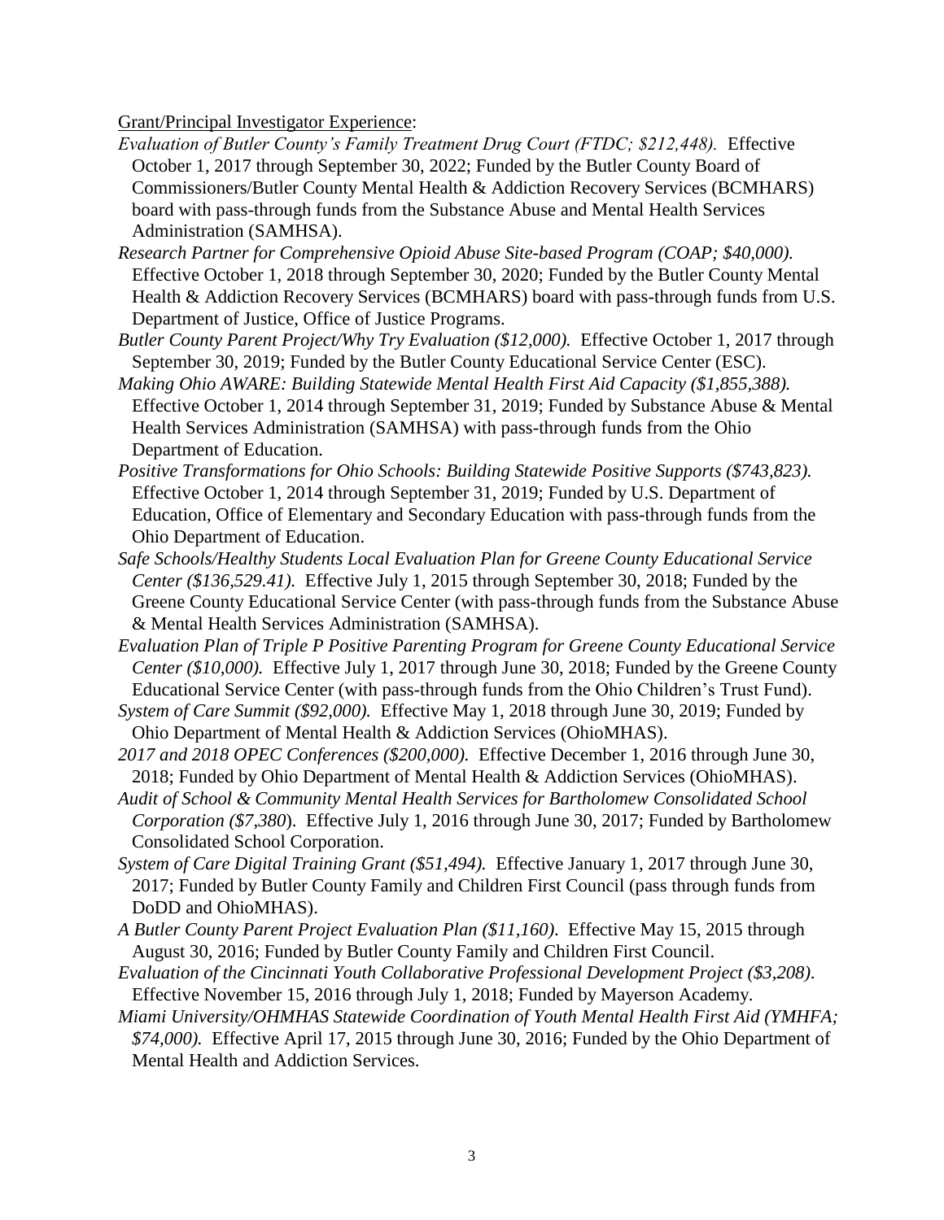Grant/Principal Investigator Experience:

*Evaluation of Butler County's Family Treatment Drug Court (FTDC; $212,448).* Effective October 1, 2017 through September 30, 2022; Funded by the Butler County Board of Commissioners/Butler County Mental Health & Addiction Recovery Services (BCMHARS) board with pass-through funds from the Substance Abuse and Mental Health Services Administration (SAMHSA).

*Research Partner for Comprehensive Opioid Abuse Site-based Program (COAP; $40,000).* Effective October 1, 2018 through September 30, 2020; Funded by the Butler County Mental Health & Addiction Recovery Services (BCMHARS) board with pass-through funds from U.S. Department of Justice, Office of Justice Programs.

*Butler County Parent Project/Why Try Evaluation ($12,000).* Effective October 1, 2017 through September 30, 2019; Funded by the Butler County Educational Service Center (ESC).

*Making Ohio AWARE: Building Statewide Mental Health First Aid Capacity ($1,855,388).* Effective October 1, 2014 through September 31, 2019; Funded by Substance Abuse & Mental Health Services Administration (SAMHSA) with pass-through funds from the Ohio Department of Education.

*Positive Transformations for Ohio Schools: Building Statewide Positive Supports ($743,823).* Effective October 1, 2014 through September 31, 2019; Funded by U.S. Department of Education, Office of Elementary and Secondary Education with pass-through funds from the Ohio Department of Education.

*Safe Schools/Healthy Students Local Evaluation Plan for Greene County Educational Service Center ($136,529.41).* Effective July 1, 2015 through September 30, 2018; Funded by the Greene County Educational Service Center (with pass-through funds from the Substance Abuse & Mental Health Services Administration (SAMHSA).

*Evaluation Plan of Triple P Positive Parenting Program for Greene County Educational Service Center ($10,000).* Effective July 1, 2017 through June 30, 2018; Funded by the Greene County Educational Service Center (with pass-through funds from the Ohio Children's Trust Fund).

*System of Care Summit ($92,000).* Effective May 1, 2018 through June 30, 2019; Funded by Ohio Department of Mental Health & Addiction Services (OhioMHAS).

*2017 and 2018 OPEC Conferences ($200,000).* Effective December 1, 2016 through June 30, 2018; Funded by Ohio Department of Mental Health & Addiction Services (OhioMHAS).

*Audit of School & Community Mental Health Services for Bartholomew Consolidated School Corporation ($7,380*). Effective July 1, 2016 through June 30, 2017; Funded by Bartholomew Consolidated School Corporation.

*System of Care Digital Training Grant ($51,494).* Effective January 1, 2017 through June 30, 2017; Funded by Butler County Family and Children First Council (pass through funds from DoDD and OhioMHAS).

*A Butler County Parent Project Evaluation Plan ($11,160).* Effective May 15, 2015 through August 30, 2016; Funded by Butler County Family and Children First Council.

*Evaluation of the Cincinnati Youth Collaborative Professional Development Project ($3,208).* Effective November 15, 2016 through July 1, 2018; Funded by Mayerson Academy.

*Miami University/OHMHAS Statewide Coordination of Youth Mental Health First Aid (YMHFA; $74,000).* Effective April 17, 2015 through June 30, 2016; Funded by the Ohio Department of Mental Health and Addiction Services.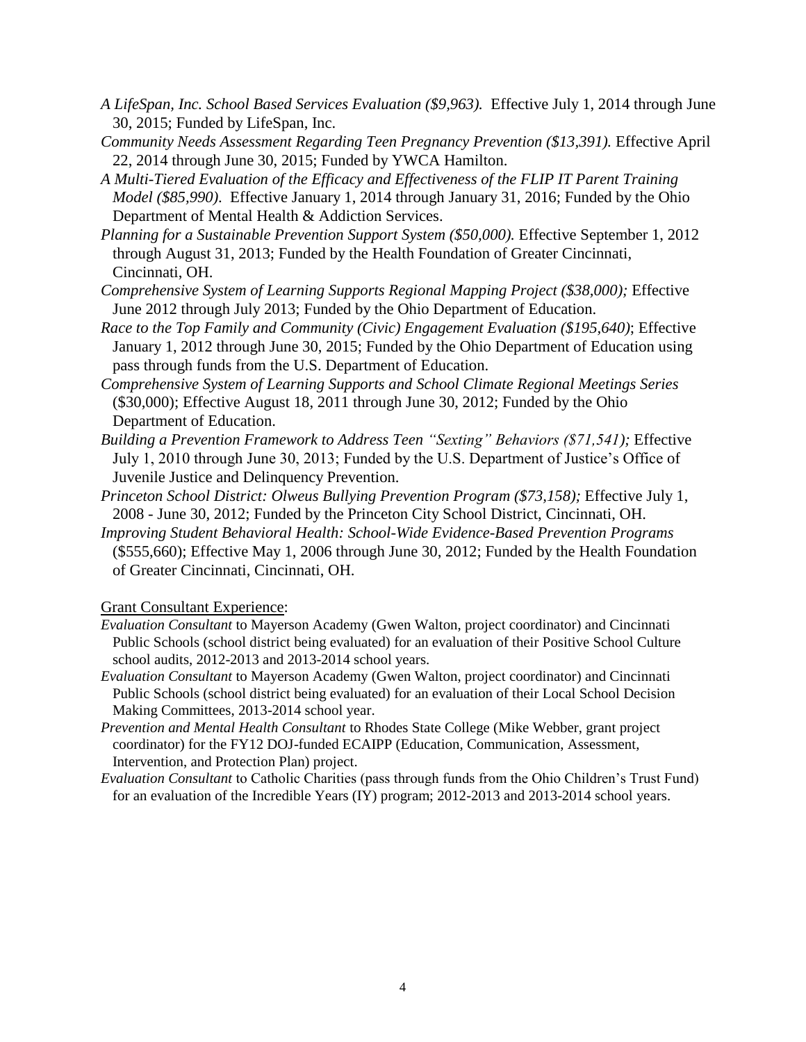*A LifeSpan, Inc. School Based Services Evaluation ($9,963).* Effective July 1, 2014 through June 30, 2015; Funded by LifeSpan, Inc.

*Community Needs Assessment Regarding Teen Pregnancy Prevention ($13,391).* Effective April 22, 2014 through June 30, 2015; Funded by YWCA Hamilton.

*A Multi-Tiered Evaluation of the Efficacy and Effectiveness of the FLIP IT Parent Training Model ($85,990).* Effective January 1, 2014 through January 31, 2016; Funded by the Ohio Department of Mental Health & Addiction Services.

*Planning for a Sustainable Prevention Support System ($50,000).* Effective September 1, 2012 through August 31, 2013; Funded by the Health Foundation of Greater Cincinnati, Cincinnati, OH.

*Comprehensive System of Learning Supports Regional Mapping Project ($38,000);* Effective June 2012 through July 2013; Funded by the Ohio Department of Education.

*Race to the Top Family and Community (Civic) Engagement Evaluation ($195,640)*; Effective January 1, 2012 through June 30, 2015; Funded by the Ohio Department of Education using pass through funds from the U.S. Department of Education.

*Comprehensive System of Learning Supports and School Climate Regional Meetings Series* ($30,000); Effective August 18, 2011 through June 30, 2012; Funded by the Ohio Department of Education.

*Building a Prevention Framework to Address Teen "Sexting" Behaviors ($71,541);* Effective July 1, 2010 through June 30, 2013; Funded by the U.S. Department of Justice's Office of Juvenile Justice and Delinquency Prevention.

*Princeton School District: Olweus Bullying Prevention Program ($73,158);* Effective July 1, 2008 - June 30, 2012; Funded by the Princeton City School District, Cincinnati, OH.

*Improving Student Behavioral Health: School-Wide Evidence-Based Prevention Programs* ($555,660); Effective May 1, 2006 through June 30, 2012; Funded by the Health Foundation of Greater Cincinnati, Cincinnati, OH.

Grant Consultant Experience:

*Evaluation Consultant* to Mayerson Academy (Gwen Walton, project coordinator) and Cincinnati Public Schools (school district being evaluated) for an evaluation of their Positive School Culture school audits, 2012-2013 and 2013-2014 school years.

*Evaluation Consultant* to Mayerson Academy (Gwen Walton, project coordinator) and Cincinnati Public Schools (school district being evaluated) for an evaluation of their Local School Decision Making Committees, 2013-2014 school year.

*Prevention and Mental Health Consultant* to Rhodes State College (Mike Webber, grant project coordinator) for the FY12 DOJ-funded ECAIPP (Education, Communication, Assessment, Intervention, and Protection Plan) project.

*Evaluation Consultant* to Catholic Charities (pass through funds from the Ohio Children's Trust Fund) for an evaluation of the Incredible Years (IY) program; 2012-2013 and 2013-2014 school years.